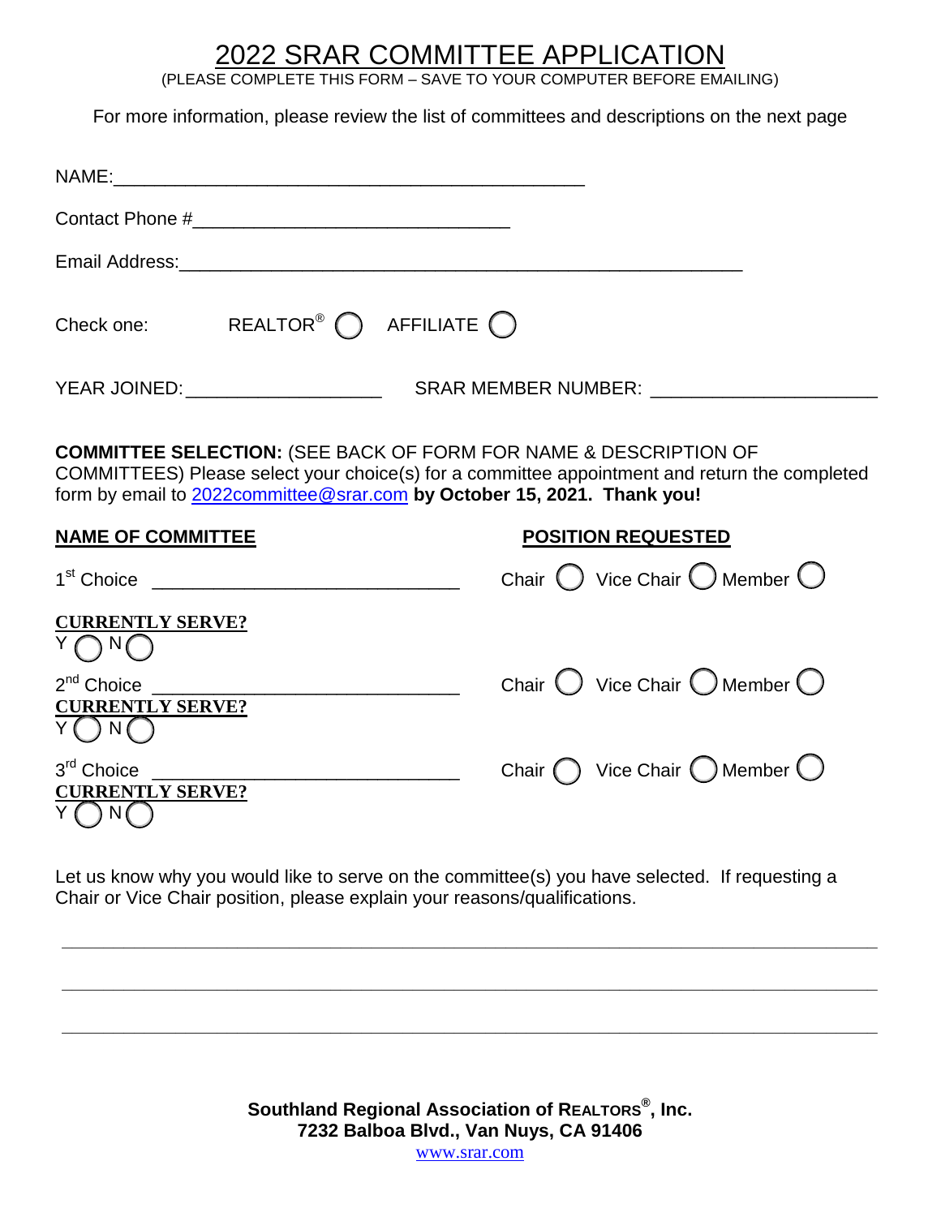# 2022 SRAR COMMITTEE APPLICATION

(PLEASE COMPLETE THIS FORM – SAVE TO YOUR COMPUTER BEFORE EMAILING)

For more information, please review the list of committees and descriptions on the next page

NAME:_______________________________________________

Contact Phone #________________________________

Email Address:_________________________________________________________

Check one: REALTOR® ◯ AFFILIATE ◯

YEAR JOINED:____________________ SRAR MEMBER NUMBER: ______________________

**COMMITTEE SELECTION:** (SEE BACK OF FORM FOR NAME & DESCRIPTION OF COMMITTEES) Please select your choice(s) for a committee appointment and return the completed form by email to 2022committee@srar.com **by October 15, 2021. Thank you!**

| **NAME OF COMMITTEE** | **POSITION REQUESTED** |
|---|---|
| 1st Choice _______________________________ | Chair ◯ Vice Chair ◯ Member ◯ |
| **CURRENTLY SERVE?** Y ◯ N ◯ | |
| 2nd Choice _______________________________ | Chair ◯ Vice Chair ◯ Member ◯ |
| **CURRENTLY SERVE?** Y ◯ N ◯ | |
| 3rd Choice _______________________________ | Chair ◯ Vice Chair ◯ Member ◯ |
| **CURRENTLY SERVE?** Y ◯ N ◯ | |

Let us know why you would like to serve on the committee(s) you have selected. If requesting a Chair or Vice Chair position, please explain your reasons/qualifications.

_____________________________________________________________________________

_____________________________________________________________________________

_____________________________________________________________________________

**Southland Regional Association of REALTORS®, Inc.**
**7232 Balboa Blvd., Van Nuys, CA 91406**
www.srar.com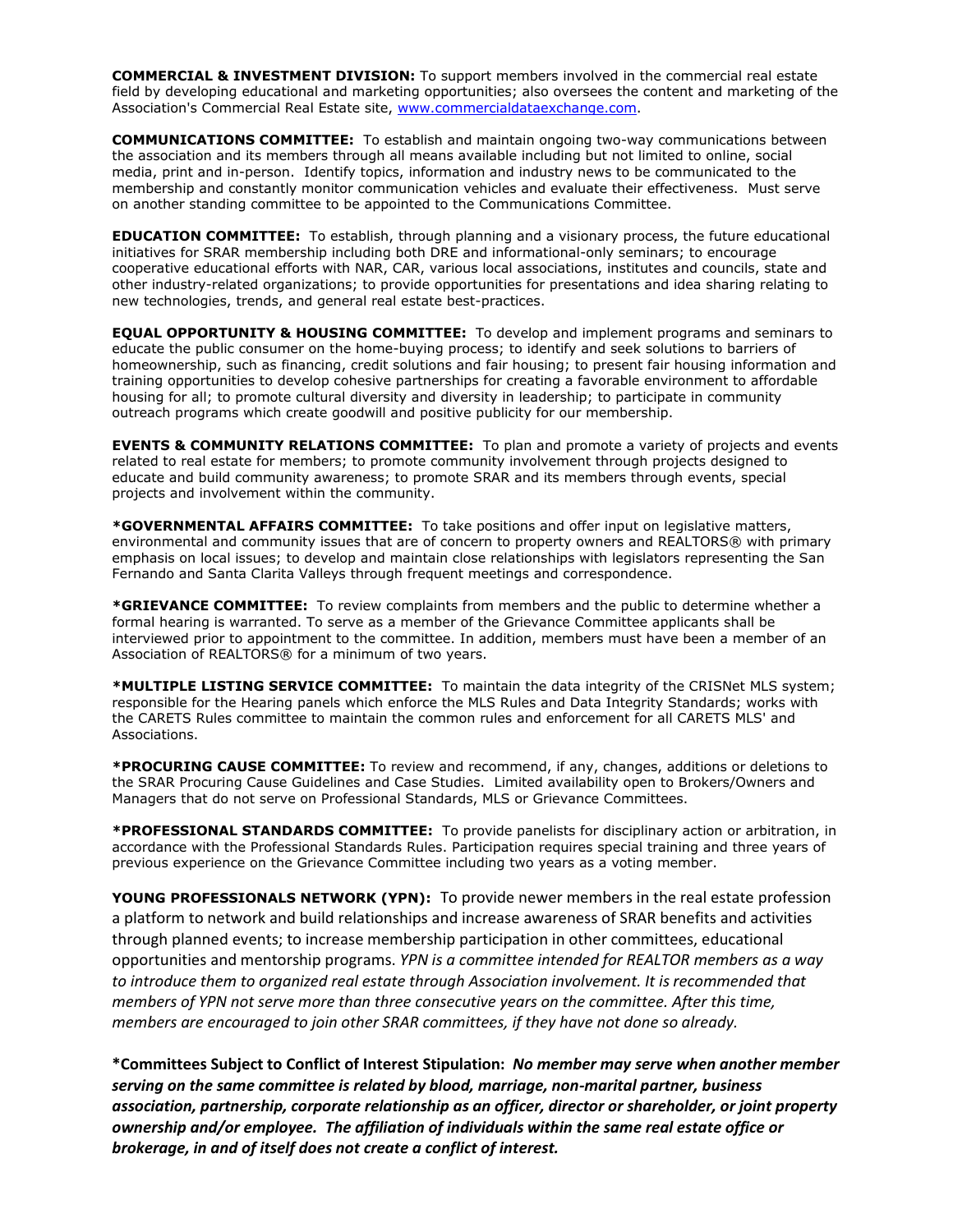**COMMERCIAL & INVESTMENT DIVISION:** To support members involved in the commercial real estate field by developing educational and marketing opportunities; also oversees the content and marketing of the Association's Commercial Real Estate site, www.commercialdataexchange.com.

**COMMUNICATIONS COMMITTEE:** To establish and maintain ongoing two-way communications between the association and its members through all means available including but not limited to online, social media, print and in-person. Identify topics, information and industry news to be communicated to the membership and constantly monitor communication vehicles and evaluate their effectiveness. Must serve on another standing committee to be appointed to the Communications Committee.

**EDUCATION COMMITTEE:** To establish, through planning and a visionary process, the future educational initiatives for SRAR membership including both DRE and informational-only seminars; to encourage cooperative educational efforts with NAR, CAR, various local associations, institutes and councils, state and other industry-related organizations; to provide opportunities for presentations and idea sharing relating to new technologies, trends, and general real estate best-practices.

**EQUAL OPPORTUNITY & HOUSING COMMITTEE:** To develop and implement programs and seminars to educate the public consumer on the home-buying process; to identify and seek solutions to barriers of homeownership, such as financing, credit solutions and fair housing; to present fair housing information and training opportunities to develop cohesive partnerships for creating a favorable environment to affordable housing for all; to promote cultural diversity and diversity in leadership; to participate in community outreach programs which create goodwill and positive publicity for our membership.

**EVENTS & COMMUNITY RELATIONS COMMITTEE:** To plan and promote a variety of projects and events related to real estate for members; to promote community involvement through projects designed to educate and build community awareness; to promote SRAR and its members through events, special projects and involvement within the community.

**\*GOVERNMENTAL AFFAIRS COMMITTEE:** To take positions and offer input on legislative matters, environmental and community issues that are of concern to property owners and REALTORS® with primary emphasis on local issues; to develop and maintain close relationships with legislators representing the San Fernando and Santa Clarita Valleys through frequent meetings and correspondence.

**\*GRIEVANCE COMMITTEE:** To review complaints from members and the public to determine whether a formal hearing is warranted. To serve as a member of the Grievance Committee applicants shall be interviewed prior to appointment to the committee. In addition, members must have been a member of an Association of REALTORS® for a minimum of two years.

**\*MULTIPLE LISTING SERVICE COMMITTEE:** To maintain the data integrity of the CRISNet MLS system; responsible for the Hearing panels which enforce the MLS Rules and Data Integrity Standards; works with the CARETS Rules committee to maintain the common rules and enforcement for all CARETS MLS' and Associations.

**\*PROCURING CAUSE COMMITTEE:** To review and recommend, if any, changes, additions or deletions to the SRAR Procuring Cause Guidelines and Case Studies. Limited availability open to Brokers/Owners and Managers that do not serve on Professional Standards, MLS or Grievance Committees.

**\*PROFESSIONAL STANDARDS COMMITTEE:** To provide panelists for disciplinary action or arbitration, in accordance with the Professional Standards Rules. Participation requires special training and three years of previous experience on the Grievance Committee including two years as a voting member.

**YOUNG PROFESSIONALS NETWORK (YPN):** To provide newer members in the real estate profession a platform to network and build relationships and increase awareness of SRAR benefits and activities through planned events; to increase membership participation in other committees, educational opportunities and mentorship programs. *YPN is a committee intended for REALTOR members as a way to introduce them to organized real estate through Association involvement. It is recommended that members of YPN not serve more than three consecutive years on the committee. After this time, members are encouraged to join other SRAR committees, if they have not done so already.*

**\*Committees Subject to Conflict of Interest Stipulation:** ***No member may serve when another member serving on the same committee is related by blood, marriage, non-marital partner, business association, partnership, corporate relationship as an officer, director or shareholder, or joint property ownership and/or employee. The affiliation of individuals within the same real estate office or brokerage, in and of itself does not create a conflict of interest.***